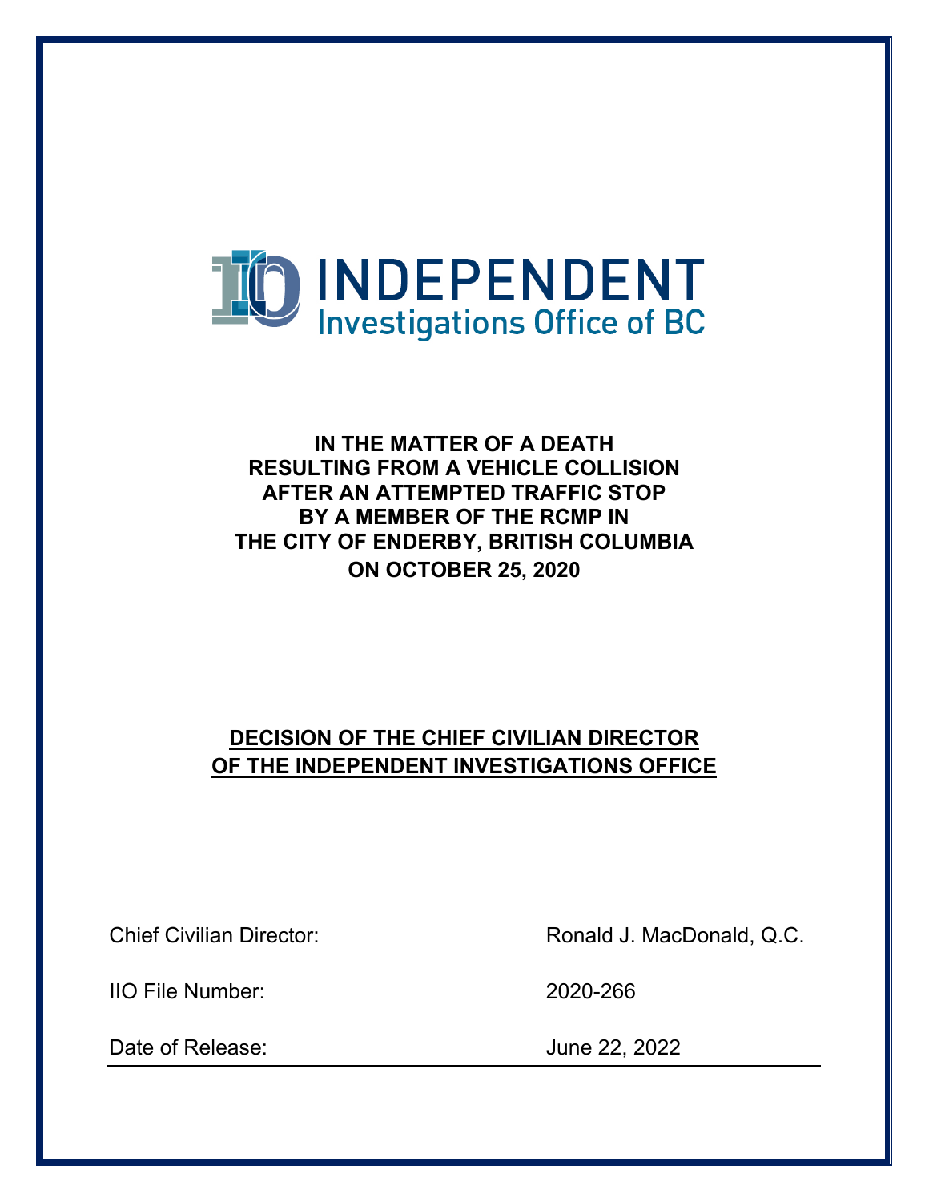INDEPENDENT
Investigations Office of BC

**IN THE MATTER OF A DEATH**
**RESULTING FROM A VEHICLE COLLISION**
**AFTER AN ATTEMPTED TRAFFIC STOP**
**BY A MEMBER OF THE RCMP IN**
**THE CITY OF ENDERBY, BRITISH COLUMBIA**
**ON OCTOBER 25, 2020**

**DECISION OF THE CHIEF CIVILIAN DIRECTOR**
**OF THE INDEPENDENT INVESTIGATIONS OFFICE**

| | |
|---|---|
| Chief Civilian Director: | Ronald J. MacDonald, Q.C. |
| IIO File Number: | 2020-266 |
| Date of Release: | June 22, 2022 |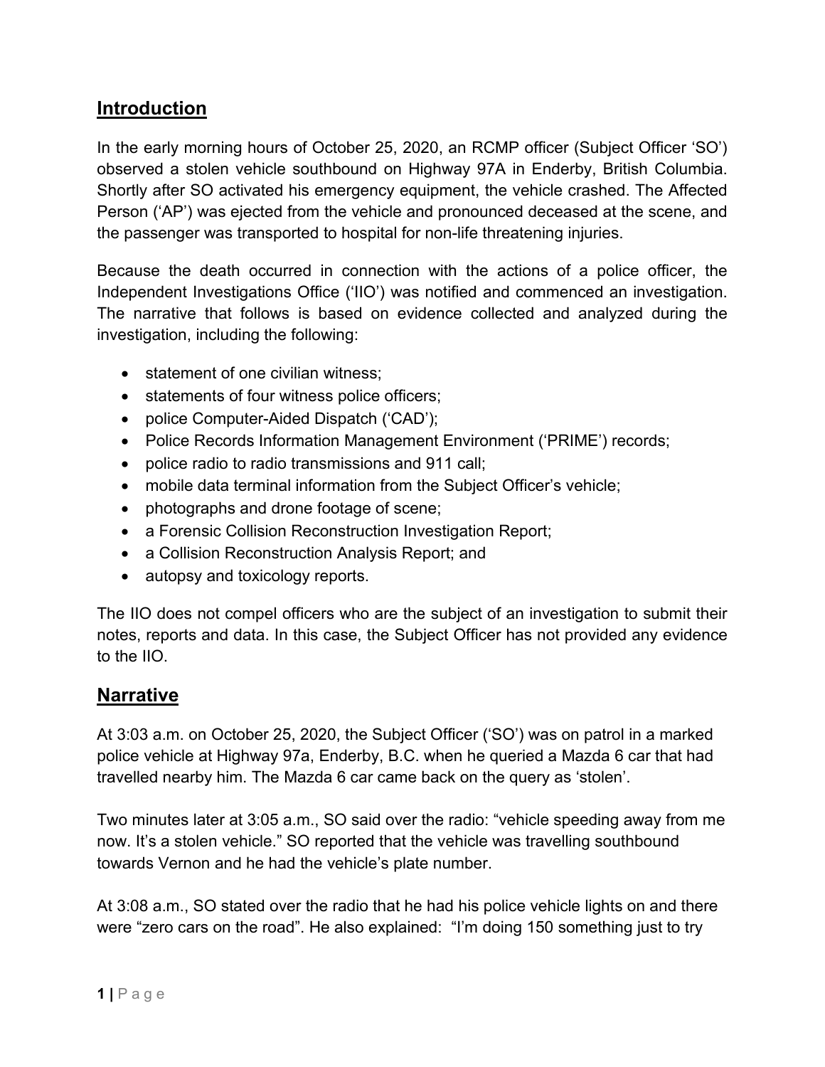## Introduction

In the early morning hours of October 25, 2020, an RCMP officer (Subject Officer 'SO') observed a stolen vehicle southbound on Highway 97A in Enderby, British Columbia. Shortly after SO activated his emergency equipment, the vehicle crashed. The Affected Person ('AP') was ejected from the vehicle and pronounced deceased at the scene, and the passenger was transported to hospital for non-life threatening injuries.

Because the death occurred in connection with the actions of a police officer, the Independent Investigations Office ('IIO') was notified and commenced an investigation. The narrative that follows is based on evidence collected and analyzed during the investigation, including the following:

- statement of one civilian witness;
- statements of four witness police officers;
- police Computer-Aided Dispatch ('CAD');
- Police Records Information Management Environment ('PRIME') records;
- police radio to radio transmissions and 911 call;
- mobile data terminal information from the Subject Officer's vehicle;
- photographs and drone footage of scene;
- a Forensic Collision Reconstruction Investigation Report;
- a Collision Reconstruction Analysis Report; and
- autopsy and toxicology reports.

The IIO does not compel officers who are the subject of an investigation to submit their notes, reports and data. In this case, the Subject Officer has not provided any evidence to the IIO.

## Narrative

At 3:03 a.m. on October 25, 2020, the Subject Officer ('SO') was on patrol in a marked police vehicle at Highway 97a, Enderby, B.C. when he queried a Mazda 6 car that had travelled nearby him. The Mazda 6 car came back on the query as 'stolen'.

Two minutes later at 3:05 a.m., SO said over the radio: "vehicle speeding away from me now. It's a stolen vehicle." SO reported that the vehicle was travelling southbound towards Vernon and he had the vehicle's plate number.

At 3:08 a.m., SO stated over the radio that he had his police vehicle lights on and there were "zero cars on the road". He also explained: "I'm doing 150 something just to try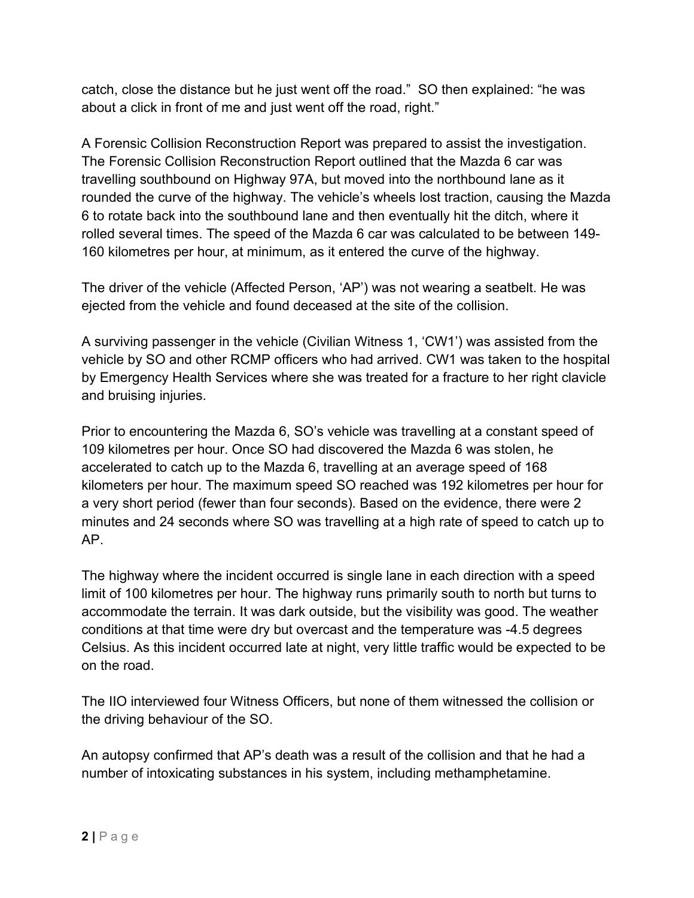catch, close the distance but he just went off the road." SO then explained: "he was about a click in front of me and just went off the road, right."

A Forensic Collision Reconstruction Report was prepared to assist the investigation. The Forensic Collision Reconstruction Report outlined that the Mazda 6 car was travelling southbound on Highway 97A, but moved into the northbound lane as it rounded the curve of the highway. The vehicle's wheels lost traction, causing the Mazda 6 to rotate back into the southbound lane and then eventually hit the ditch, where it rolled several times. The speed of the Mazda 6 car was calculated to be between 149-160 kilometres per hour, at minimum, as it entered the curve of the highway.

The driver of the vehicle (Affected Person, 'AP') was not wearing a seatbelt. He was ejected from the vehicle and found deceased at the site of the collision.

A surviving passenger in the vehicle (Civilian Witness 1, 'CW1') was assisted from the vehicle by SO and other RCMP officers who had arrived. CW1 was taken to the hospital by Emergency Health Services where she was treated for a fracture to her right clavicle and bruising injuries.

Prior to encountering the Mazda 6, SO's vehicle was travelling at a constant speed of 109 kilometres per hour. Once SO had discovered the Mazda 6 was stolen, he accelerated to catch up to the Mazda 6, travelling at an average speed of 168 kilometers per hour. The maximum speed SO reached was 192 kilometres per hour for a very short period (fewer than four seconds). Based on the evidence, there were 2 minutes and 24 seconds where SO was travelling at a high rate of speed to catch up to AP.

The highway where the incident occurred is single lane in each direction with a speed limit of 100 kilometres per hour. The highway runs primarily south to north but turns to accommodate the terrain. It was dark outside, but the visibility was good. The weather conditions at that time were dry but overcast and the temperature was -4.5 degrees Celsius. As this incident occurred late at night, very little traffic would be expected to be on the road.

The IIO interviewed four Witness Officers, but none of them witnessed the collision or the driving behaviour of the SO.

An autopsy confirmed that AP's death was a result of the collision and that he had a number of intoxicating substances in his system, including methamphetamine.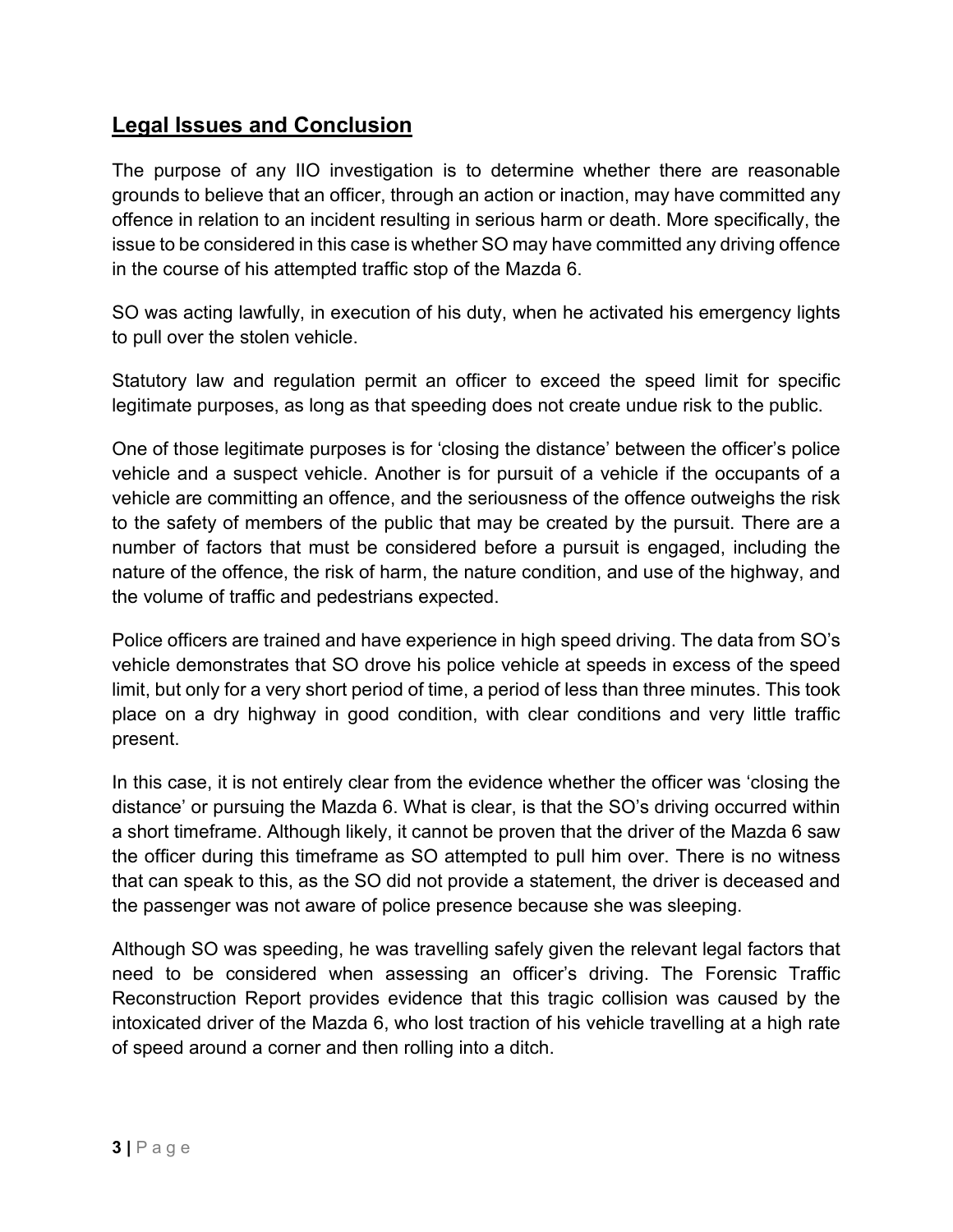## Legal Issues and Conclusion

The purpose of any IIO investigation is to determine whether there are reasonable grounds to believe that an officer, through an action or inaction, may have committed any offence in relation to an incident resulting in serious harm or death. More specifically, the issue to be considered in this case is whether SO may have committed any driving offence in the course of his attempted traffic stop of the Mazda 6.

SO was acting lawfully, in execution of his duty, when he activated his emergency lights to pull over the stolen vehicle.

Statutory law and regulation permit an officer to exceed the speed limit for specific legitimate purposes, as long as that speeding does not create undue risk to the public.

One of those legitimate purposes is for 'closing the distance' between the officer's police vehicle and a suspect vehicle. Another is for pursuit of a vehicle if the occupants of a vehicle are committing an offence, and the seriousness of the offence outweighs the risk to the safety of members of the public that may be created by the pursuit. There are a number of factors that must be considered before a pursuit is engaged, including the nature of the offence, the risk of harm, the nature condition, and use of the highway, and the volume of traffic and pedestrians expected.

Police officers are trained and have experience in high speed driving. The data from SO's vehicle demonstrates that SO drove his police vehicle at speeds in excess of the speed limit, but only for a very short period of time, a period of less than three minutes. This took place on a dry highway in good condition, with clear conditions and very little traffic present.

In this case, it is not entirely clear from the evidence whether the officer was 'closing the distance' or pursuing the Mazda 6. What is clear, is that the SO's driving occurred within a short timeframe. Although likely, it cannot be proven that the driver of the Mazda 6 saw the officer during this timeframe as SO attempted to pull him over. There is no witness that can speak to this, as the SO did not provide a statement, the driver is deceased and the passenger was not aware of police presence because she was sleeping.

Although SO was speeding, he was travelling safely given the relevant legal factors that need to be considered when assessing an officer's driving. The Forensic Traffic Reconstruction Report provides evidence that this tragic collision was caused by the intoxicated driver of the Mazda 6, who lost traction of his vehicle travelling at a high rate of speed around a corner and then rolling into a ditch.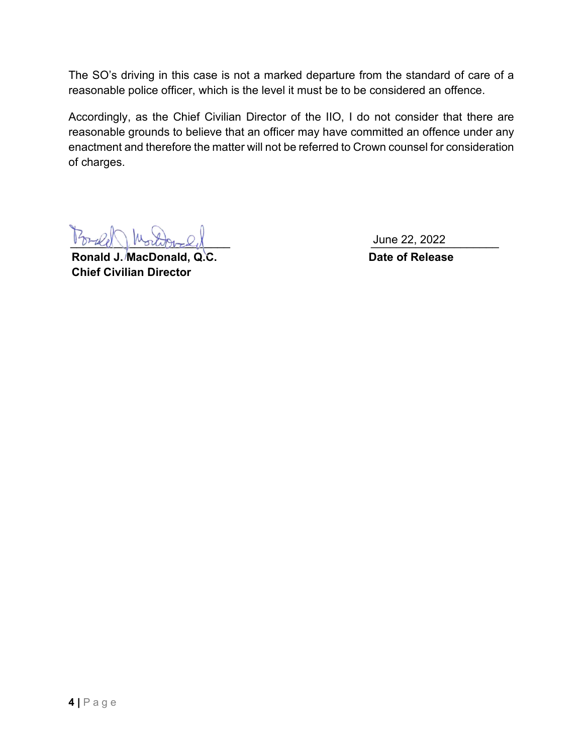The SO's driving in this case is not a marked departure from the standard of care of a reasonable police officer, which is the level it must be to be considered an offence.

Accordingly, as the Chief Civilian Director of the IIO, I do not consider that there are reasonable grounds to believe that an officer may have committed an offence under any enactment and therefore the matter will not be referred to Crown counsel for consideration of charges.

**Ronald J. MacDonald, Q.C.**
**Chief Civilian Director**

June 22, 2022
**Date of Release**